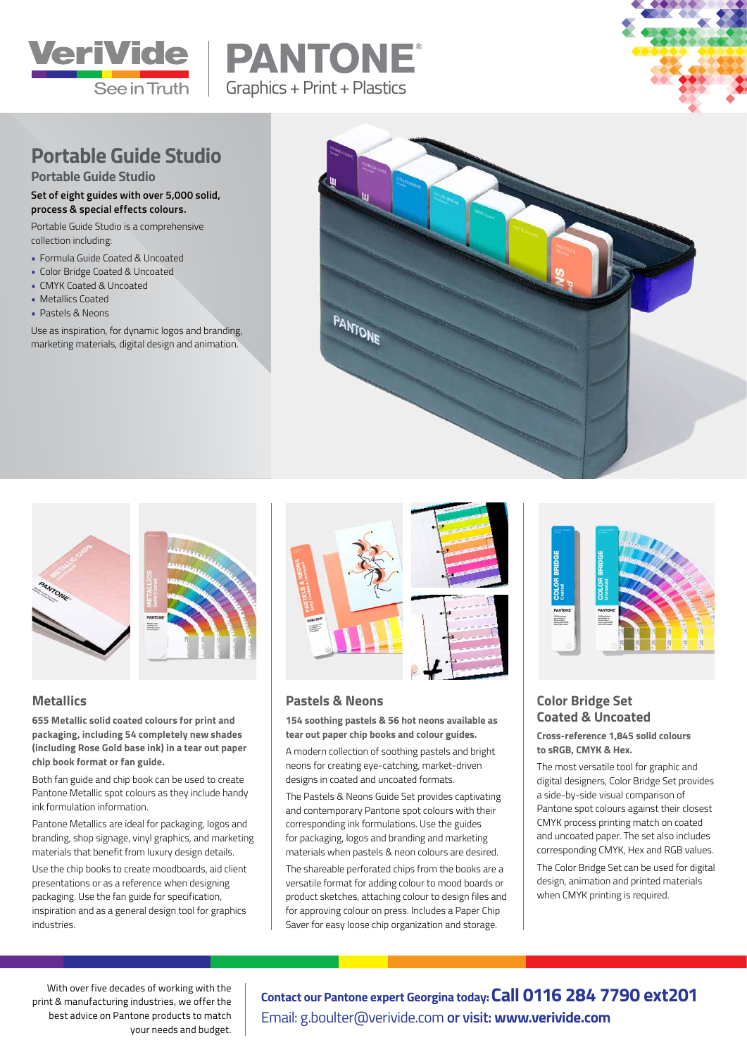VeriVide
See in Truth

PANTONE®
Graphics + Print + Plastics

# Portable Guide Studio

## Portable Guide Studio

**Set of eight guides with over 5,000 solid, process & special effects colours.**

Portable Guide Studio is a comprehensive collection including:

- Formula Guide Coated & Uncoated
- Color Bridge Coated & Uncoated
- CMYK Coated & Uncoated
- Metallics Coated
- Pastels & Neons

Use as inspiration, for dynamic logos and branding, marketing materials, digital design and animation.

## Metallics

**655 Metallic solid coated colours for print and packaging, including 54 completely new shades (including Rose Gold base ink) in a tear out paper chip book format or fan guide.**

Both fan guide and chip book can be used to create Pantone Metallic spot colours as they include handy ink formulation information.

Pantone Metallics are ideal for packaging, logos and branding, shop signage, vinyl graphics, and marketing materials that benefit from luxury design details.

Use the chip books to create moodboards, aid client presentations or as a reference when designing packaging. Use the fan guide for specification, inspiration and as a general design tool for graphics industries.

## Pastels & Neons

**154 soothing pastels & 56 hot neons available as tear out paper chip books and colour guides.**

A modern collection of soothing pastels and bright neons for creating eye-catching, market-driven designs in coated and uncoated formats.

The Pastels & Neons Guide Set provides captivating and contemporary Pantone spot colours with their corresponding ink formulations. Use the guides for packaging, logos and branding and marketing materials when pastels & neon colours are desired.

The shareable perforated chips from the books are a versatile format for adding colour to mood boards or product sketches, attaching colour to design files and for approving colour on press. Includes a Paper Chip Saver for easy loose chip organization and storage.

## Color Bridge Set Coated & Uncoated

**Cross-reference 1,845 solid colours to sRGB, CMYK & Hex.**

The most versatile tool for graphic and digital designers, Color Bridge Set provides a side-by-side visual comparison of Pantone spot colours against their closest CMYK process printing match on coated and uncoated paper. The set also includes corresponding CMYK, Hex and RGB values.

The Color Bridge Set can be used for digital design, animation and printed materials when CMYK printing is required.

With over five decades of working with the print & manufacturing industries, we offer the best advice on Pantone products to match your needs and budget.

**Contact our Pantone expert Georgina today: Call 0116 284 7790 ext201**
Email: g.boulter@verivide.com **or visit: www.verivide.com**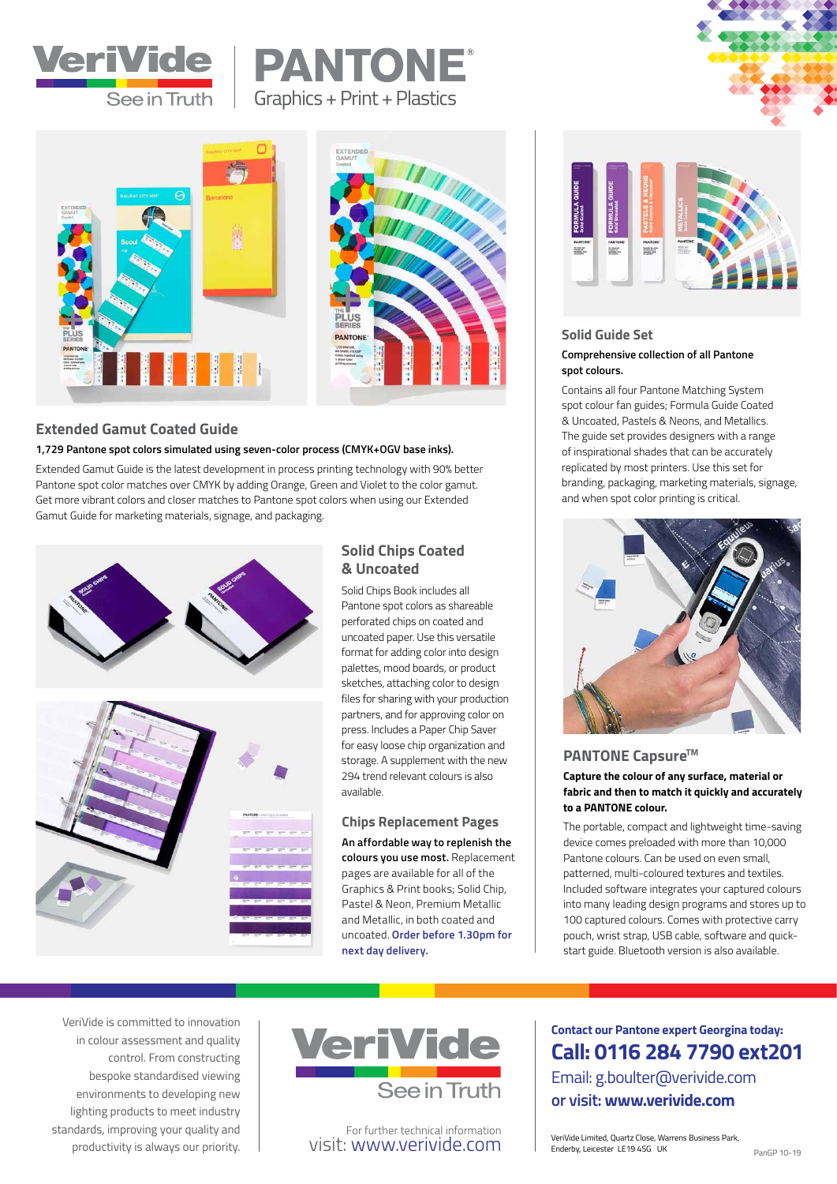# VeriVide See in Truth | PANTONE® Graphics + Print + Plastics

## Extended Gamut Coated Guide

**1,729 Pantone spot colors simulated using seven-color process (CMYK+OGV base inks).**

Extended Gamut Guide is the latest development in process printing technology with 90% better Pantone spot color matches over CMYK by adding Orange, Green and Violet to the color gamut. Get more vibrant colors and closer matches to Pantone spot colors when using our Extended Gamut Guide for marketing materials, signage, and packaging.

## Solid Chips Coated & Uncoated

Solid Chips Book includes all Pantone spot colors as shareable perforated chips on coated and uncoated paper. Use this versatile format for adding color into design palettes, mood boards, or product sketches, attaching color to design files for sharing with your production partners, and for approving color on press. Includes a Paper Chip Saver for easy loose chip organization and storage. A supplement with the new 294 trend relevant colours is also available.

## Chips Replacement Pages

**An affordable way to replenish the colours you use most.** Replacement pages are available for all of the Graphics & Print books; Solid Chip, Pastel & Neon, Premium Metallic and Metallic, in both coated and uncoated. **Order before 1.30pm for next day delivery.**

## Solid Guide Set

**Comprehensive collection of all Pantone spot colours.**

Contains all four Pantone Matching System spot colour fan guides; Formula Guide Coated & Uncoated, Pastels & Neons, and Metallics. The guide set provides designers with a range of inspirational shades that can be accurately replicated by most printers. Use this set for branding, packaging, marketing materials, signage, and when spot color printing is critical.

## PANTONE Capsure™

**Capture the colour of any surface, material or fabric and then to match it quickly and accurately to a PANTONE colour.**

The portable, compact and lightweight time-saving device comes preloaded with more than 10,000 Pantone colours. Can be used on even small, patterned, multi-coloured textures and textiles. Included software integrates your captured colours into many leading design programs and stores up to 100 captured colours. Comes with protective carry pouch, wrist strap, USB cable, software and quick-start guide. Bluetooth version is also available.

---

VeriVide is committed to innovation in colour assessment and quality control. From constructing bespoke standardised viewing environments to developing new lighting products to meet industry standards, improving your quality and productivity is always our priority.

**VeriVide** See in Truth

For further technical information
visit: www.verivide.com

**Contact our Pantone expert Georgina today:**

**Call: 0116 284 7790 ext201**

Email: g.boulter@verivide.com

**or visit: www.verivide.com**

VeriVide Limited, Quartz Close, Warrens Business Park, Enderby, Leicester LE19 4SG UK

PanGP 10-19